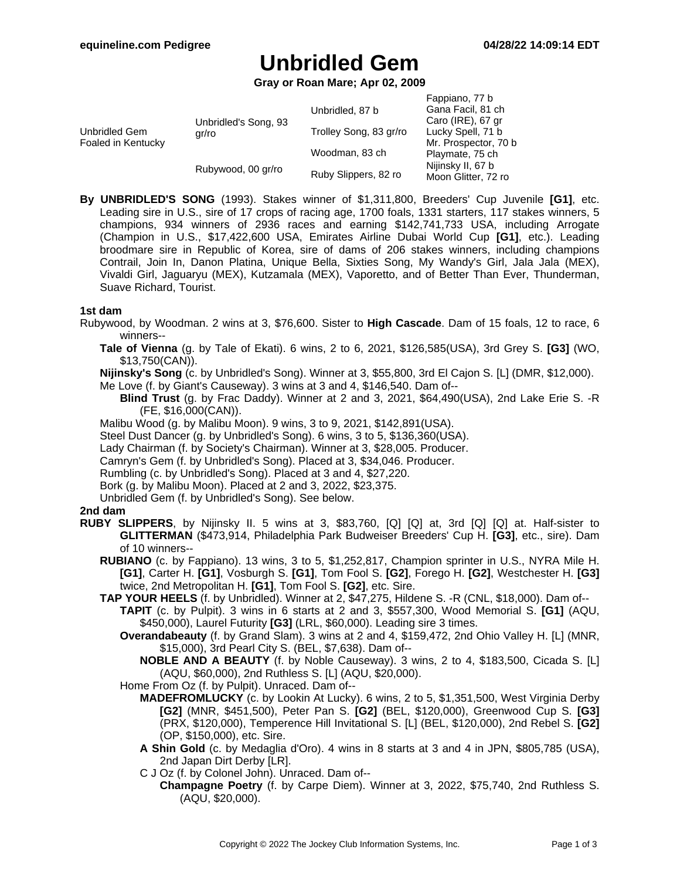# Unbridled Gem

**Gray or Roan Mare; Apr 02, 2009**

| | | | |
|---|---|---|---|
| Unbridled Gem Foaled in Kentucky | Unbridled's Song, 93 gr/ro | Unbridled, 87 b | Fappiano, 77 b |
| | | | Gana Facil, 81 ch |
| | | Trolley Song, 83 gr/ro | Caro (IRE), 67 gr |
| | | | Lucky Spell, 71 b |
| | Rubywood, 00 gr/ro | Woodman, 83 ch | Mr. Prospector, 70 b |
| | | | Playmate, 75 ch |
| | | Ruby Slippers, 82 ro | Nijinsky II, 67 b |
| | | | Moon Glitter, 72 ro |

**By UNBRIDLED'S SONG** (1993). Stakes winner of $1,311,800, Breeders' Cup Juvenile **[G1]**, etc. Leading sire in U.S., sire of 17 crops of racing age, 1700 foals, 1331 starters, 117 stakes winners, 5 champions, 934 winners of 2936 races and earning $142,741,733 USA, including Arrogate (Champion in U.S., $17,422,600 USA, Emirates Airline Dubai World Cup **[G1]**, etc.). Leading broodmare sire in Republic of Korea, sire of dams of 206 stakes winners, including champions Contrail, Join In, Danon Platina, Unique Bella, Sixties Song, My Wandy's Girl, Jala Jala (MEX), Vivaldi Girl, Jaguaryu (MEX), Kutzamala (MEX), Vaporetto, and of Better Than Ever, Thunderman, Suave Richard, Tourist.

### 1st dam

Rubywood, by Woodman. 2 wins at 3, $76,600. Sister to **High Cascade**. Dam of 15 foals, 12 to race, 6 winners--

- **Tale of Vienna** (g. by Tale of Ekati). 6 wins, 2 to 6, 2021, $126,585(USA), 3rd Grey S. **[G3]** (WO, $13,750(CAN)).
- **Nijinsky's Song** (c. by Unbridled's Song). Winner at 3, $55,800, 3rd El Cajon S. [L] (DMR, $12,000).
- Me Love (f. by Giant's Causeway). 3 wins at 3 and 4, $146,540. Dam of--
  - **Blind Trust** (g. by Frac Daddy). Winner at 2 and 3, 2021, $64,490(USA), 2nd Lake Erie S. -R (FE, $16,000(CAN)).
- Malibu Wood (g. by Malibu Moon). 9 wins, 3 to 9, 2021, $142,891(USA).
- Steel Dust Dancer (g. by Unbridled's Song). 6 wins, 3 to 5, $136,360(USA).
- Lady Chairman (f. by Society's Chairman). Winner at 3, $28,005. Producer.
- Camryn's Gem (f. by Unbridled's Song). Placed at 3, $34,046. Producer.
- Rumbling (c. by Unbridled's Song). Placed at 3 and 4, $27,220.
- Bork (g. by Malibu Moon). Placed at 2 and 3, 2022, $23,375.
- Unbridled Gem (f. by Unbridled's Song). See below.

### 2nd dam

**RUBY SLIPPERS**, by Nijinsky II. 5 wins at 3, $83,760, [Q] [Q] at, 3rd [Q] [Q] at. Half-sister to **GLITTERMAN** ($473,914, Philadelphia Park Budweiser Breeders' Cup H. **[G3]**, etc., sire). Dam of 10 winners--

- **RUBIANO** (c. by Fappiano). 13 wins, 3 to 5, $1,252,817, Champion sprinter in U.S., NYRA Mile H. **[G1]**, Carter H. **[G1]**, Vosburgh S. **[G1]**, Tom Fool S. **[G2]**, Forego H. **[G2]**, Westchester H. **[G3]** twice, 2nd Metropolitan H. **[G1]**, Tom Fool S. **[G2]**, etc. Sire.
- **TAP YOUR HEELS** (f. by Unbridled). Winner at 2, $47,275, Hildene S. -R (CNL, $18,000). Dam of--
  - **TAPIT** (c. by Pulpit). 3 wins in 6 starts at 2 and 3, $557,300, Wood Memorial S. **[G1]** (AQU, $450,000), Laurel Futurity **[G3]** (LRL, $60,000). Leading sire 3 times.
  - **Overandabeauty** (f. by Grand Slam). 3 wins at 2 and 4, $159,472, 2nd Ohio Valley H. [L] (MNR, $15,000), 3rd Pearl City S. (BEL, $7,638). Dam of--
    - **NOBLE AND A BEAUTY** (f. by Noble Causeway). 3 wins, 2 to 4, $183,500, Cicada S. [L] (AQU, $60,000), 2nd Ruthless S. [L] (AQU, $20,000).
  - Home From Oz (f. by Pulpit). Unraced. Dam of--
    - **MADEFROMLUCKY** (c. by Lookin At Lucky). 6 wins, 2 to 5, $1,351,500, West Virginia Derby **[G2]** (MNR, $451,500), Peter Pan S. **[G2]** (BEL, $120,000), Greenwood Cup S. **[G3]** (PRX, $120,000), Temperence Hill Invitational S. [L] (BEL, $120,000), 2nd Rebel S. **[G2]** (OP, $150,000), etc. Sire.
    - **A Shin Gold** (c. by Medaglia d'Oro). 4 wins in 8 starts at 3 and 4 in JPN, $805,785 (USA), 2nd Japan Dirt Derby [LR].
    - C J Oz (f. by Colonel John). Unraced. Dam of--
      - **Champagne Poetry** (f. by Carpe Diem). Winner at 3, 2022, $75,740, 2nd Ruthless S. (AQU, $20,000).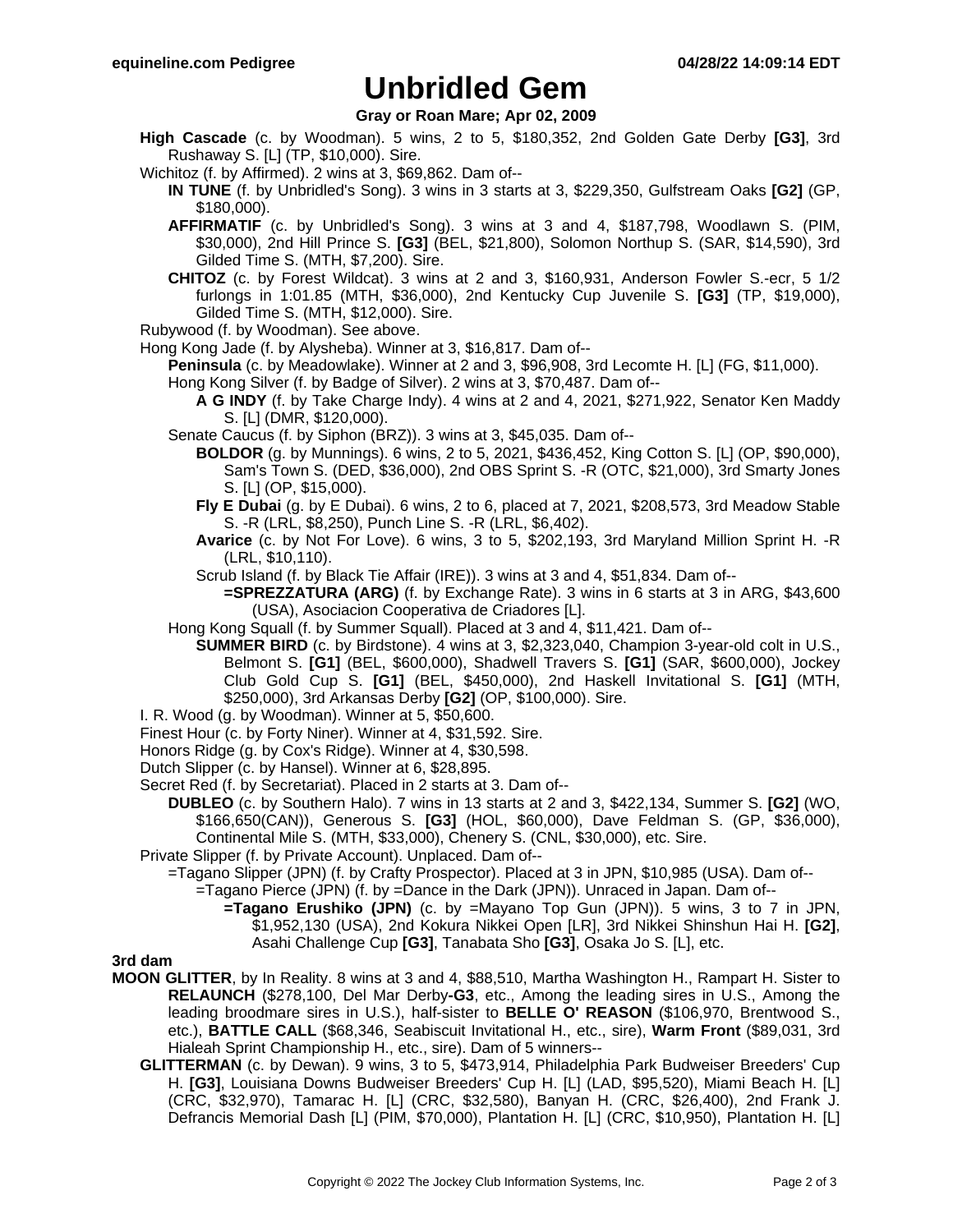# Unbridled Gem

**Gray or Roan Mare; Apr 02, 2009**

**High Cascade** (c. by Woodman). 5 wins, 2 to 5, $180,352, 2nd Golden Gate Derby **[G3]**, 3rd Rushaway S. [L] (TP, $10,000). Sire.

Wichitoz (f. by Affirmed). 2 wins at 3, $69,862. Dam of--

- **IN TUNE** (f. by Unbridled's Song). 3 wins in 3 starts at 3, $229,350, Gulfstream Oaks **[G2]** (GP, $180,000).
- **AFFIRMATIF** (c. by Unbridled's Song). 3 wins at 3 and 4, $187,798, Woodlawn S. (PIM, $30,000), 2nd Hill Prince S. **[G3]** (BEL, $21,800), Solomon Northup S. (SAR, $14,590), 3rd Gilded Time S. (MTH, $7,200). Sire.
- **CHITOZ** (c. by Forest Wildcat). 3 wins at 2 and 3, $160,931, Anderson Fowler S.-ecr, 5 1/2 furlongs in 1:01.85 (MTH, $36,000), 2nd Kentucky Cup Juvenile S. **[G3]** (TP, $19,000), Gilded Time S. (MTH, $12,000). Sire.

Rubywood (f. by Woodman). See above.

Hong Kong Jade (f. by Alysheba). Winner at 3, $16,817. Dam of--

- **Peninsula** (c. by Meadowlake). Winner at 2 and 3, $96,908, 3rd Lecomte H. [L] (FG, $11,000).
- Hong Kong Silver (f. by Badge of Silver). 2 wins at 3, $70,487. Dam of--
  - **A G INDY** (f. by Take Charge Indy). 4 wins at 2 and 4, 2021, $271,922, Senator Ken Maddy S. [L] (DMR, $120,000).
- Senate Caucus (f. by Siphon (BRZ)). 3 wins at 3, $45,035. Dam of--
  - **BOLDOR** (g. by Munnings). 6 wins, 2 to 5, 2021, $436,452, King Cotton S. [L] (OP, $90,000), Sam's Town S. (DED, $36,000), 2nd OBS Sprint S. -R (OTC, $21,000), 3rd Smarty Jones S. [L] (OP, $15,000).
  - **Fly E Dubai** (g. by E Dubai). 6 wins, 2 to 6, placed at 7, 2021, $208,573, 3rd Meadow Stable S. -R (LRL, $8,250), Punch Line S. -R (LRL, $6,402).
  - **Avarice** (c. by Not For Love). 6 wins, 3 to 5, $202,193, 3rd Maryland Million Sprint H. -R (LRL, $10,110).
  - Scrub Island (f. by Black Tie Affair (IRE)). 3 wins at 3 and 4, $51,834. Dam of--
    - **=SPREZZATURA (ARG)** (f. by Exchange Rate). 3 wins in 6 starts at 3 in ARG, $43,600 (USA), Asociacion Cooperativa de Criadores [L].
- Hong Kong Squall (f. by Summer Squall). Placed at 3 and 4, $11,421. Dam of--
  - **SUMMER BIRD** (c. by Birdstone). 4 wins at 3, $2,323,040, Champion 3-year-old colt in U.S., Belmont S. **[G1]** (BEL, $600,000), Shadwell Travers S. **[G1]** (SAR, $600,000), Jockey Club Gold Cup S. **[G1]** (BEL, $450,000), 2nd Haskell Invitational S. **[G1]** (MTH, $250,000), 3rd Arkansas Derby **[G2]** (OP, $100,000). Sire.

I. R. Wood (g. by Woodman). Winner at 5, $50,600.

Finest Hour (c. by Forty Niner). Winner at 4, $31,592. Sire.

Honors Ridge (g. by Cox's Ridge). Winner at 4, $30,598.

Dutch Slipper (c. by Hansel). Winner at 6, $28,895.

Secret Red (f. by Secretariat). Placed in 2 starts at 3. Dam of--

- **DUBLEO** (c. by Southern Halo). 7 wins in 13 starts at 2 and 3, $422,134, Summer S. **[G2]** (WO, $166,650(CAN)), Generous S. **[G3]** (HOL, $60,000), Dave Feldman S. (GP, $36,000), Continental Mile S. (MTH, $33,000), Chenery S. (CNL, $30,000), etc. Sire.

Private Slipper (f. by Private Account). Unplaced. Dam of--

- =Tagano Slipper (JPN) (f. by Crafty Prospector). Placed at 3 in JPN, $10,985 (USA). Dam of--
  - =Tagano Pierce (JPN) (f. by =Dance in the Dark (JPN)). Unraced in Japan. Dam of--
    - **=Tagano Erushiko (JPN)** (c. by =Mayano Top Gun (JPN)). 5 wins, 3 to 7 in JPN, $1,952,130 (USA), 2nd Kokura Nikkei Open [LR], 3rd Nikkei Shinshun Hai H. **[G2]**, Asahi Challenge Cup **[G3]**, Tanabata Sho **[G3]**, Osaka Jo S. [L], etc.

**3rd dam**

**MOON GLITTER**, by In Reality. 8 wins at 3 and 4, $88,510, Martha Washington H., Rampart H. Sister to **RELAUNCH** ($278,100, Del Mar Derby**-G3**, etc., Among the leading sires in U.S., Among the leading broodmare sires in U.S.), half-sister to **BELLE O' REASON** ($106,970, Brentwood S., etc.), **BATTLE CALL** ($68,346, Seabiscuit Invitational H., etc., sire), **Warm Front** ($89,031, 3rd Hialeah Sprint Championship H., etc., sire). Dam of 5 winners--

**GLITTERMAN** (c. by Dewan). 9 wins, 3 to 5, $473,914, Philadelphia Park Budweiser Breeders' Cup H. **[G3]**, Louisiana Downs Budweiser Breeders' Cup H. [L] (LAD, $95,520), Miami Beach H. [L] (CRC, $32,970), Tamarac H. [L] (CRC, $32,580), Banyan H. (CRC, $26,400), 2nd Frank J. Defrancis Memorial Dash [L] (PIM, $70,000), Plantation H. [L] (CRC, $10,950), Plantation H. [L]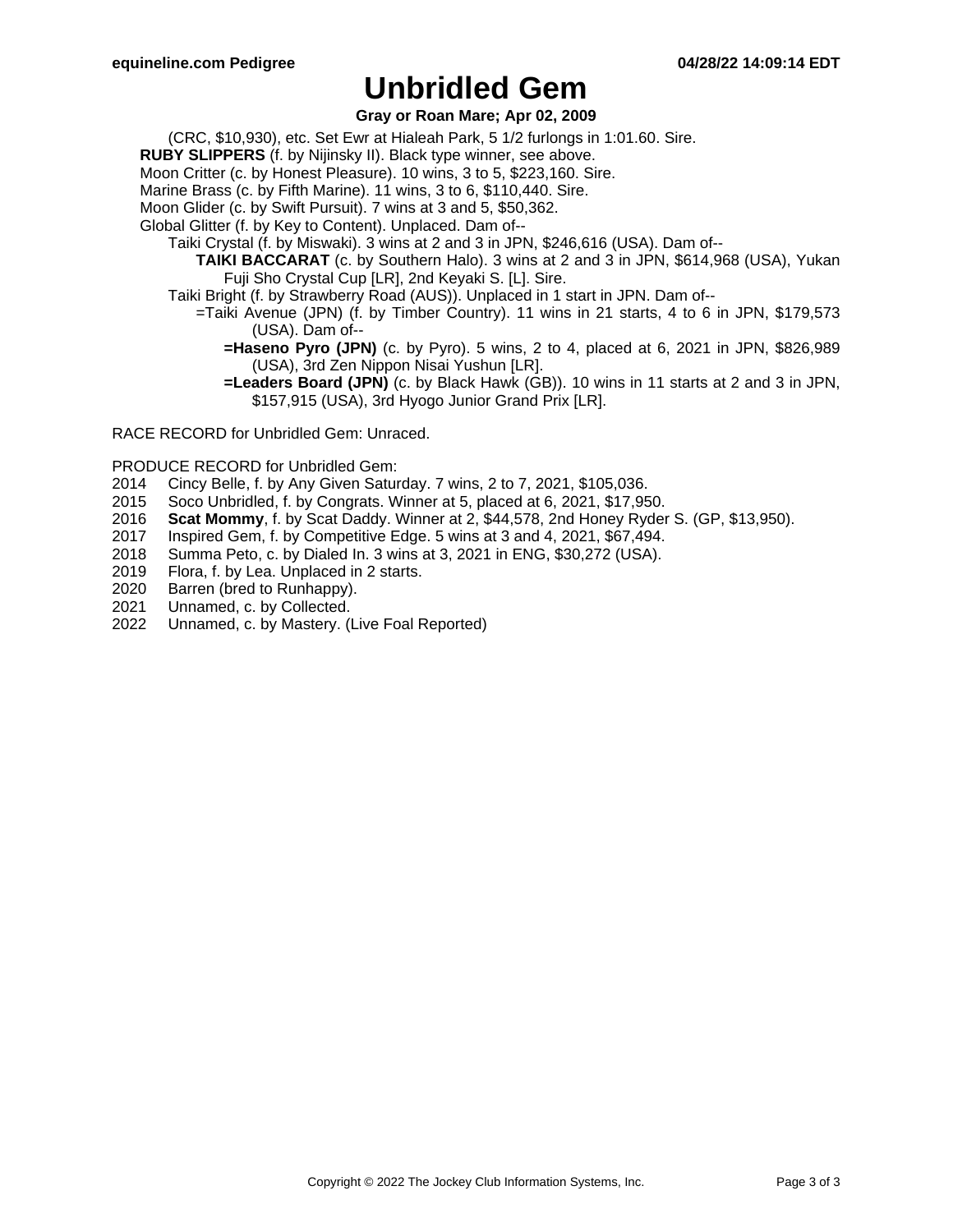# Unbridled Gem

**Gray or Roan Mare; Apr 02, 2009**

(CRC, $10,930), etc. Set Ewr at Hialeah Park, 5 1/2 furlongs in 1:01.60. Sire.

**RUBY SLIPPERS** (f. by Nijinsky II). Black type winner, see above.

Moon Critter (c. by Honest Pleasure). 10 wins, 3 to 5, $223,160. Sire.

Marine Brass (c. by Fifth Marine). 11 wins, 3 to 6, $110,440. Sire.

Moon Glider (c. by Swift Pursuit). 7 wins at 3 and 5, $50,362.

Global Glitter (f. by Key to Content). Unplaced. Dam of--

Taiki Crystal (f. by Miswaki). 3 wins at 2 and 3 in JPN, $246,616 (USA). Dam of--

**TAIKI BACCARAT** (c. by Southern Halo). 3 wins at 2 and 3 in JPN, $614,968 (USA), Yukan Fuji Sho Crystal Cup [LR], 2nd Keyaki S. [L]. Sire.

Taiki Bright (f. by Strawberry Road (AUS)). Unplaced in 1 start in JPN. Dam of--

=Taiki Avenue (JPN) (f. by Timber Country). 11 wins in 21 starts, 4 to 6 in JPN, $179,573 (USA). Dam of--

**=Haseno Pyro (JPN)** (c. by Pyro). 5 wins, 2 to 4, placed at 6, 2021 in JPN, $826,989 (USA), 3rd Zen Nippon Nisai Yushun [LR].

**=Leaders Board (JPN)** (c. by Black Hawk (GB)). 10 wins in 11 starts at 2 and 3 in JPN, $157,915 (USA), 3rd Hyogo Junior Grand Prix [LR].

RACE RECORD for Unbridled Gem: Unraced.

PRODUCE RECORD for Unbridled Gem:

2014 Cincy Belle, f. by Any Given Saturday. 7 wins, 2 to 7, 2021, $105,036.

2015 Soco Unbridled, f. by Congrats. Winner at 5, placed at 6, 2021, $17,950.

2016 **Scat Mommy**, f. by Scat Daddy. Winner at 2, $44,578, 2nd Honey Ryder S. (GP, $13,950).

2017 Inspired Gem, f. by Competitive Edge. 5 wins at 3 and 4, 2021, $67,494.

2018 Summa Peto, c. by Dialed In. 3 wins at 3, 2021 in ENG, $30,272 (USA).

2019 Flora, f. by Lea. Unplaced in 2 starts.

2020 Barren (bred to Runhappy).

2021 Unnamed, c. by Collected.

2022 Unnamed, c. by Mastery. (Live Foal Reported)